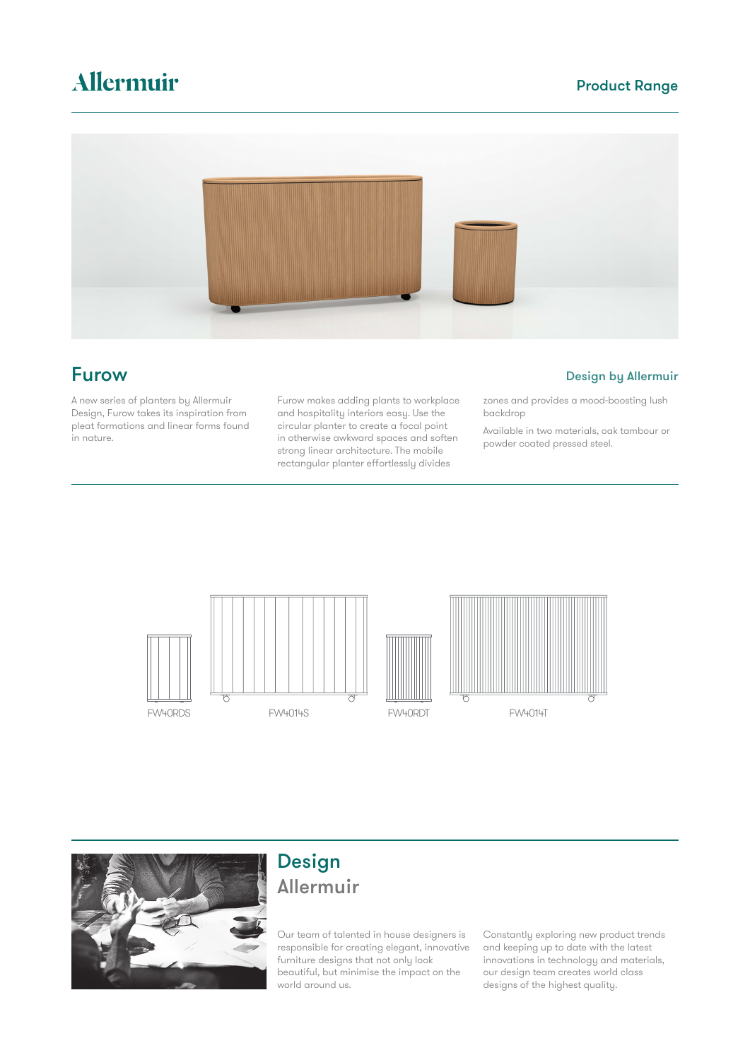# Allermuir

Product Range

## Furow

Design by Allermuir

A new series of planters by Allermuir Design, Furow takes its inspiration from pleat formations and linear forms found in nature.

Furow makes adding plants to workplace and hospitality interiors easy. Use the circular planter to create a focal point in otherwise awkward spaces and soften strong linear architecture. The mobile rectangular planter effortlessly divides zones and provides a mood-boosting lush backdrop

Available in two materials, oak tambour or powder coated pressed steel.

FW40RDS FW4014S FW40RDT FW4014T

## Design
## Allermuir

Our team of talented in house designers is responsible for creating elegant, innovative furniture designs that not only look beautiful, but minimise the impact on the world around us.

Constantly exploring new product trends and keeping up to date with the latest innovations in technology and materials, our design team creates world class designs of the highest quality.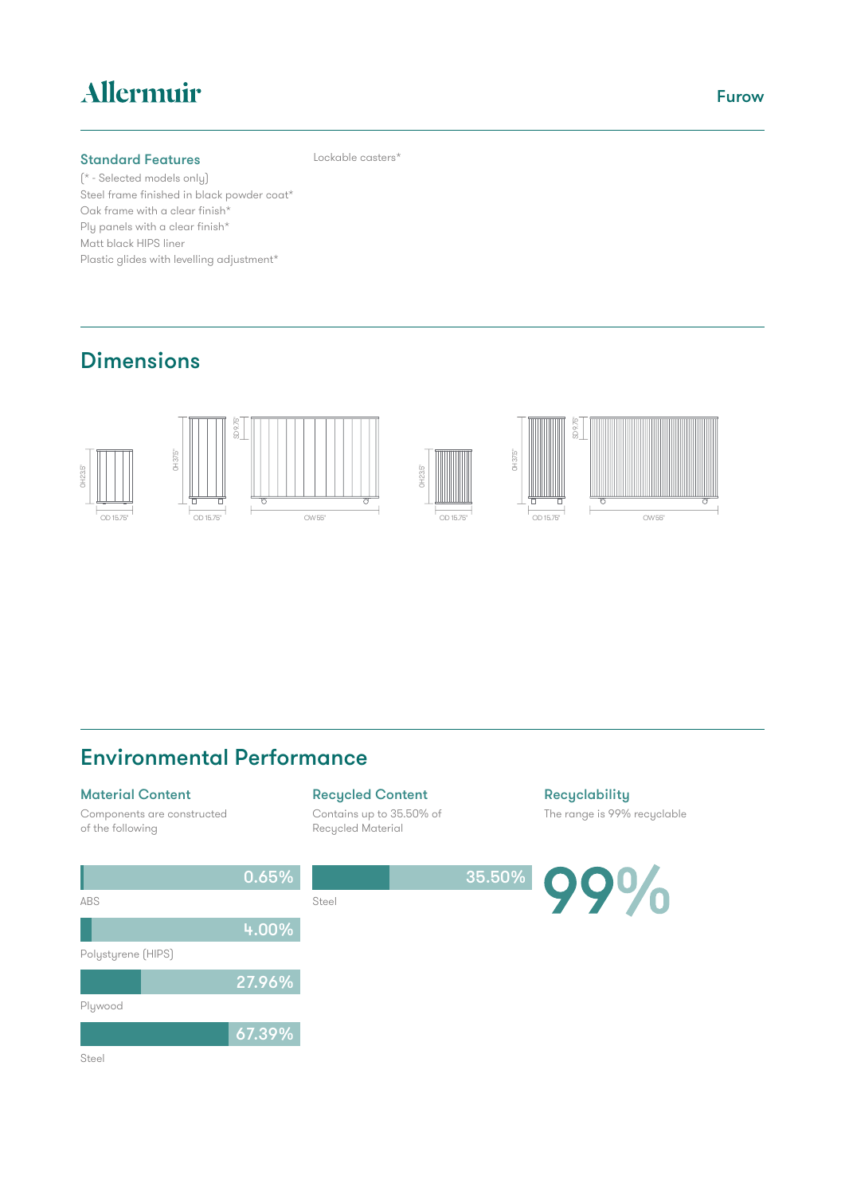# Allermuir

Furow

## Standard Features

(* - Selected models only)
Steel frame finished in black powder coat*
Oak frame with a clear finish*
Ply panels with a clear finish*
Matt black HIPS liner
Plastic glides with levelling adjustment*
Lockable casters*

## Dimensions

OH 23.5" OD 15.75"
OH 37.5" OD 15.75" SD 9.75" OW 55"
OH 23.5" OD 15.75"
OH 37.5" OD 15.75" SD 9.75" OW 55"

## Environmental Performance

### Material Content

Components are constructed of the following

0.65%
ABS

4.00%
Polystyrene (HIPS)

27.96%
Plywood

67.39%
Steel

### Recycled Content

Contains up to 35.50% of Recycled Material

35.50%
Steel

### Recyclability

The range is 99% recyclable

99%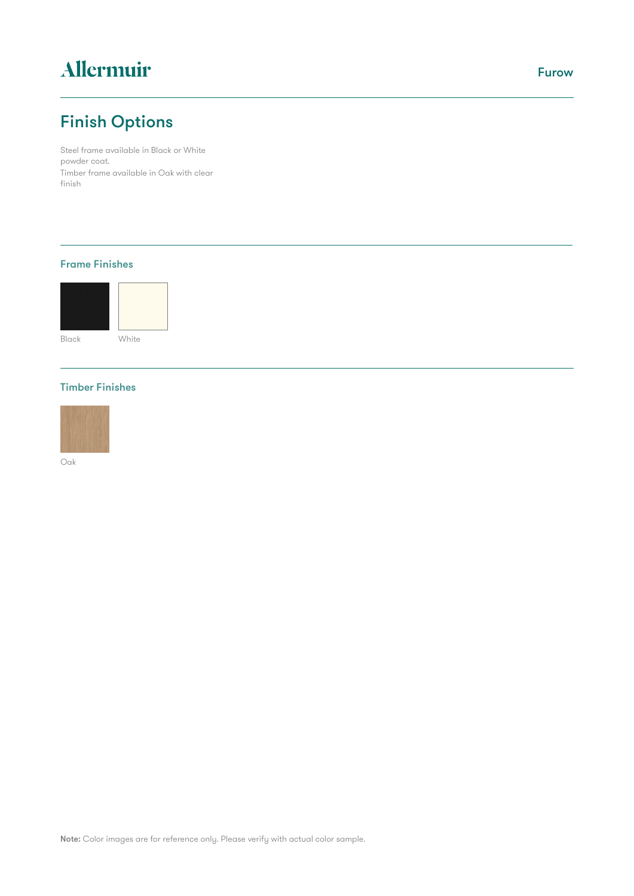# Finish Options

Steel frame available in Black or White powder coat.
Timber frame available in Oak with clear finish

## Frame Finishes

Black

White

## Timber Finishes

Oak

**Note:** Color images are for reference only. Please verify with actual color sample.